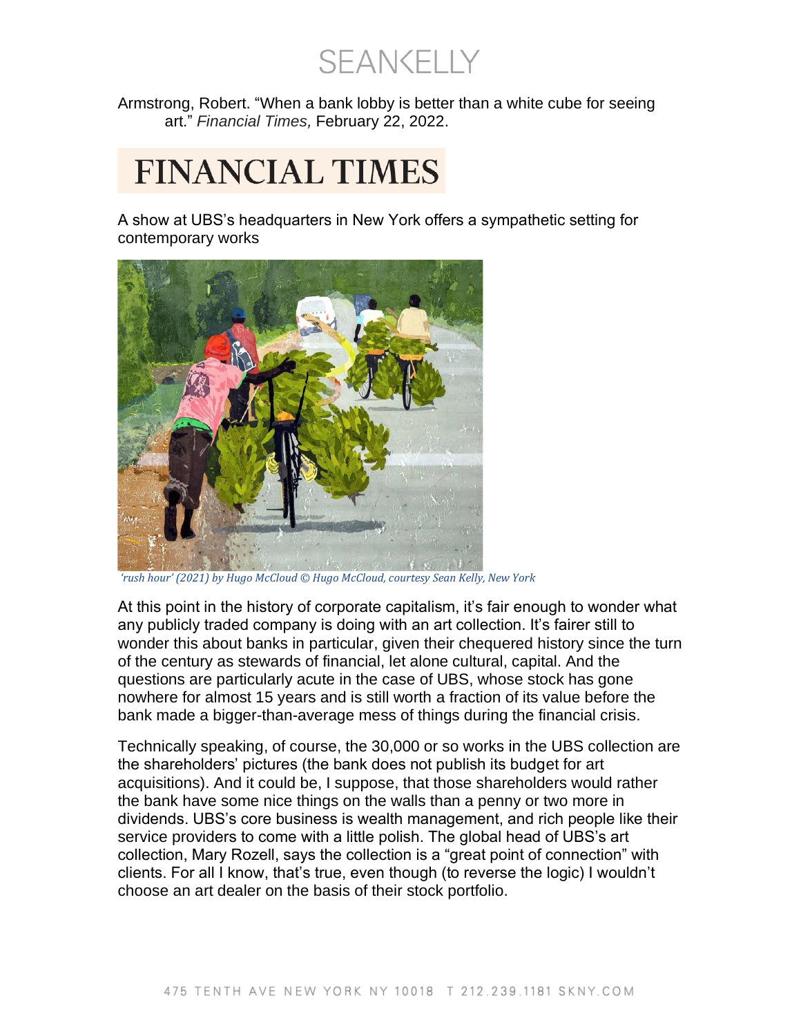Armstrong, Robert. "When a bank lobby is better than a white cube for seeing art." *Financial Times,* February 22, 2022.

# FINANCIAL TIMES

A show at UBS's headquarters in New York offers a sympathetic setting for contemporary works

*'rush hour' (2021) by Hugo McCloud © Hugo McCloud, courtesy Sean Kelly, New York*

At this point in the history of corporate capitalism, it's fair enough to wonder what any publicly traded company is doing with an art collection. It's fairer still to wonder this about banks in particular, given their chequered history since the turn of the century as stewards of financial, let alone cultural, capital. And the questions are particularly acute in the case of UBS, whose stock has gone nowhere for almost 15 years and is still worth a fraction of its value before the bank made a bigger-than-average mess of things during the financial crisis.

Technically speaking, of course, the 30,000 or so works in the UBS collection are the shareholders' pictures (the bank does not publish its budget for art acquisitions). And it could be, I suppose, that those shareholders would rather the bank have some nice things on the walls than a penny or two more in dividends. UBS's core business is wealth management, and rich people like their service providers to come with a little polish. The global head of UBS's art collection, Mary Rozell, says the collection is a "great point of connection" with clients. For all I know, that's true, even though (to reverse the logic) I wouldn't choose an art dealer on the basis of their stock portfolio.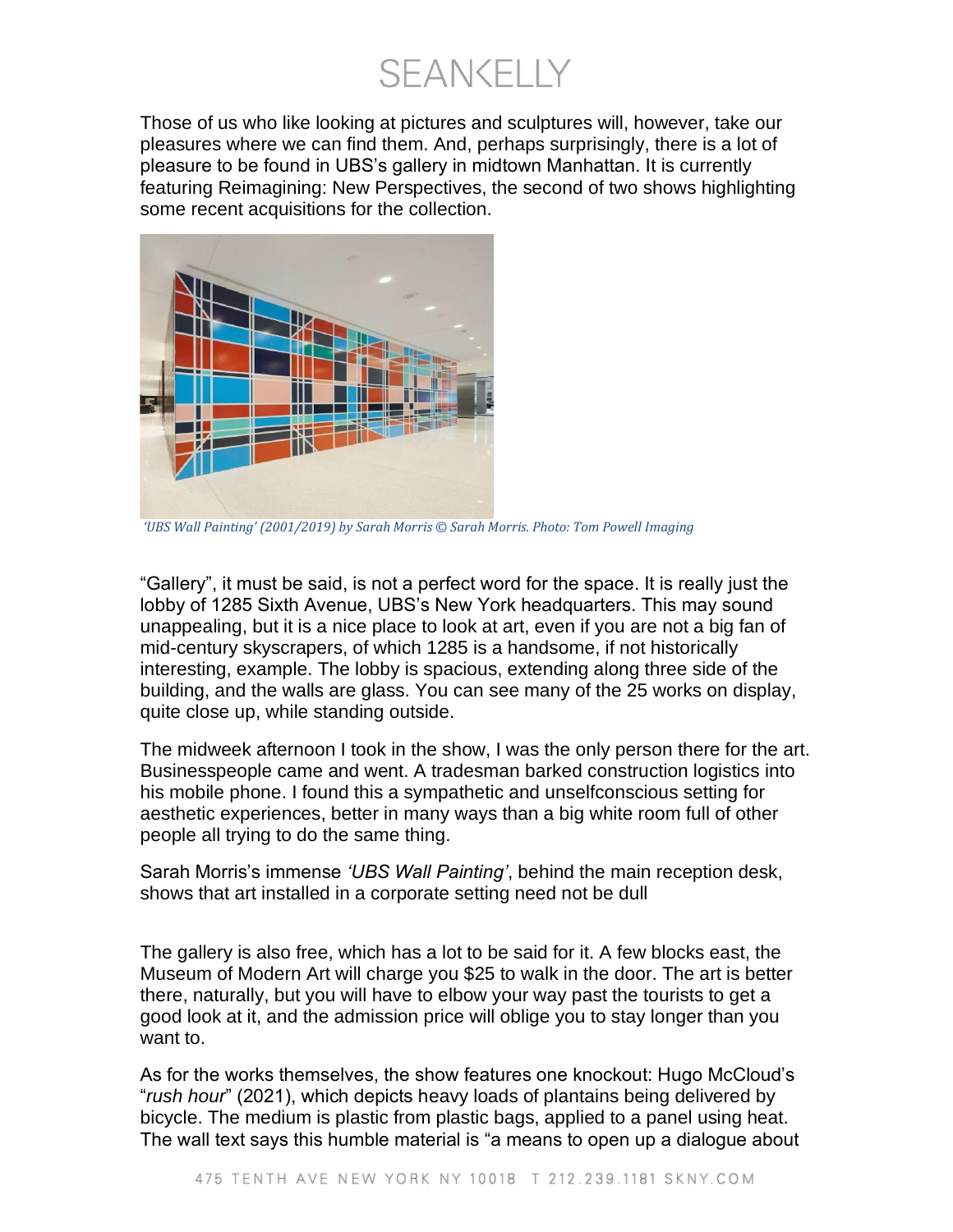Those of us who like looking at pictures and sculptures will, however, take our pleasures where we can find them. And, perhaps surprisingly, there is a lot of pleasure to be found in UBS's gallery in midtown Manhattan. It is currently featuring Reimagining: New Perspectives, the second of two shows highlighting some recent acquisitions for the collection.

*'UBS Wall Painting' (2001/2019) by Sarah Morris © Sarah Morris. Photo: Tom Powell Imaging*

"Gallery", it must be said, is not a perfect word for the space. It is really just the lobby of 1285 Sixth Avenue, UBS's New York headquarters. This may sound unappealing, but it is a nice place to look at art, even if you are not a big fan of mid-century skyscrapers, of which 1285 is a handsome, if not historically interesting, example. The lobby is spacious, extending along three side of the building, and the walls are glass. You can see many of the 25 works on display, quite close up, while standing outside.

The midweek afternoon I took in the show, I was the only person there for the art. Businesspeople came and went. A tradesman barked construction logistics into his mobile phone. I found this a sympathetic and unselfconscious setting for aesthetic experiences, better in many ways than a big white room full of other people all trying to do the same thing.

Sarah Morris's immense *'UBS Wall Painting'*, behind the main reception desk, shows that art installed in a corporate setting need not be dull

The gallery is also free, which has a lot to be said for it. A few blocks east, the Museum of Modern Art will charge you $25 to walk in the door. The art is better there, naturally, but you will have to elbow your way past the tourists to get a good look at it, and the admission price will oblige you to stay longer than you want to.

As for the works themselves, the show features one knockout: Hugo McCloud's "*rush hour*" (2021), which depicts heavy loads of plantains being delivered by bicycle. The medium is plastic from plastic bags, applied to a panel using heat. The wall text says this humble material is "a means to open up a dialogue about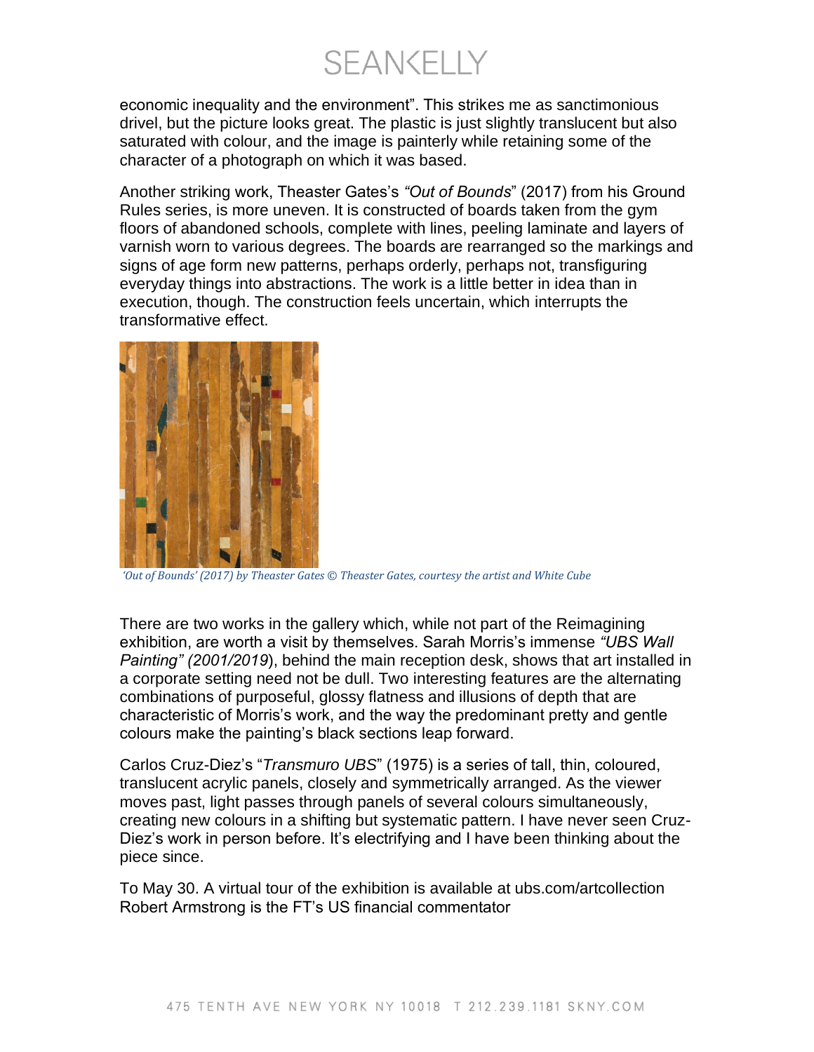economic inequality and the environment". This strikes me as sanctimonious drivel, but the picture looks great. The plastic is just slightly translucent but also saturated with colour, and the image is painterly while retaining some of the character of a photograph on which it was based.

Another striking work, Theaster Gates's *"Out of Bounds*" (2017) from his Ground Rules series, is more uneven. It is constructed of boards taken from the gym floors of abandoned schools, complete with lines, peeling laminate and layers of varnish worn to various degrees. The boards are rearranged so the markings and signs of age form new patterns, perhaps orderly, perhaps not, transfiguring everyday things into abstractions. The work is a little better in idea than in execution, though. The construction feels uncertain, which interrupts the transformative effect.

*'Out of Bounds' (2017) by Theaster Gates © Theaster Gates, courtesy the artist and White Cube*

There are two works in the gallery which, while not part of the Reimagining exhibition, are worth a visit by themselves. Sarah Morris's immense *"UBS Wall Painting" (2001/2019*), behind the main reception desk, shows that art installed in a corporate setting need not be dull. Two interesting features are the alternating combinations of purposeful, glossy flatness and illusions of depth that are characteristic of Morris's work, and the way the predominant pretty and gentle colours make the painting's black sections leap forward.

Carlos Cruz-Diez's "*Transmuro UBS*" (1975) is a series of tall, thin, coloured, translucent acrylic panels, closely and symmetrically arranged. As the viewer moves past, light passes through panels of several colours simultaneously, creating new colours in a shifting but systematic pattern. I have never seen Cruz-Diez's work in person before. It's electrifying and I have been thinking about the piece since.

To May 30. A virtual tour of the exhibition is available at ubs.com/artcollection
Robert Armstrong is the FT's US financial commentator